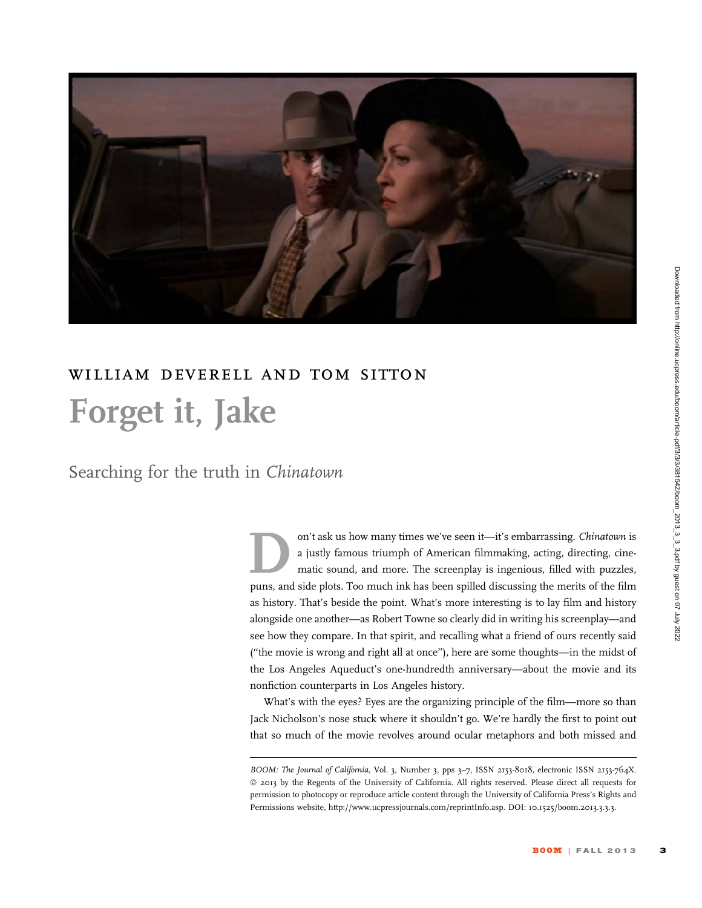William Deverell and Tom Sitton

# Forget it, Jake

## Searching for the truth in *Chinatown*

Don't ask us how many times we've seen it—it's embarrassing. *Chinatown* is a justly famous triumph of American filmmaking, acting, directing, cinematic sound, and more. The screenplay is ingenious, filled with puzzles, puns, and side plots. Too much ink has been spilled discussing the merits of the film as history. That's beside the point. What's more interesting is to lay film and history alongside one another—as Robert Towne so clearly did in writing his screenplay—and see how they compare. In that spirit, and recalling what a friend of ours recently said ("the movie is wrong and right all at once"), here are some thoughts—in the midst of the Los Angeles Aqueduct's one-hundredth anniversary—about the movie and its nonfiction counterparts in Los Angeles history.

What's with the eyes? Eyes are the organizing principle of the film—more so than Jack Nicholson's nose stuck where it shouldn't go. We're hardly the first to point out that so much of the movie revolves around ocular metaphors and both missed and

---

*BOOM: The Journal of California*, Vol. 3, Number 3, pps 3–7, ISSN 2153-8018, electronic ISSN 2153-764X. © 2013 by the Regents of the University of California. All rights reserved. Please direct all requests for permission to photocopy or reproduce article content through the University of California Press's Rights and Permissions website, http://www.ucpressjournals.com/reprintInfo.asp. DOI: 10.1525/boom.2013.3.3.3.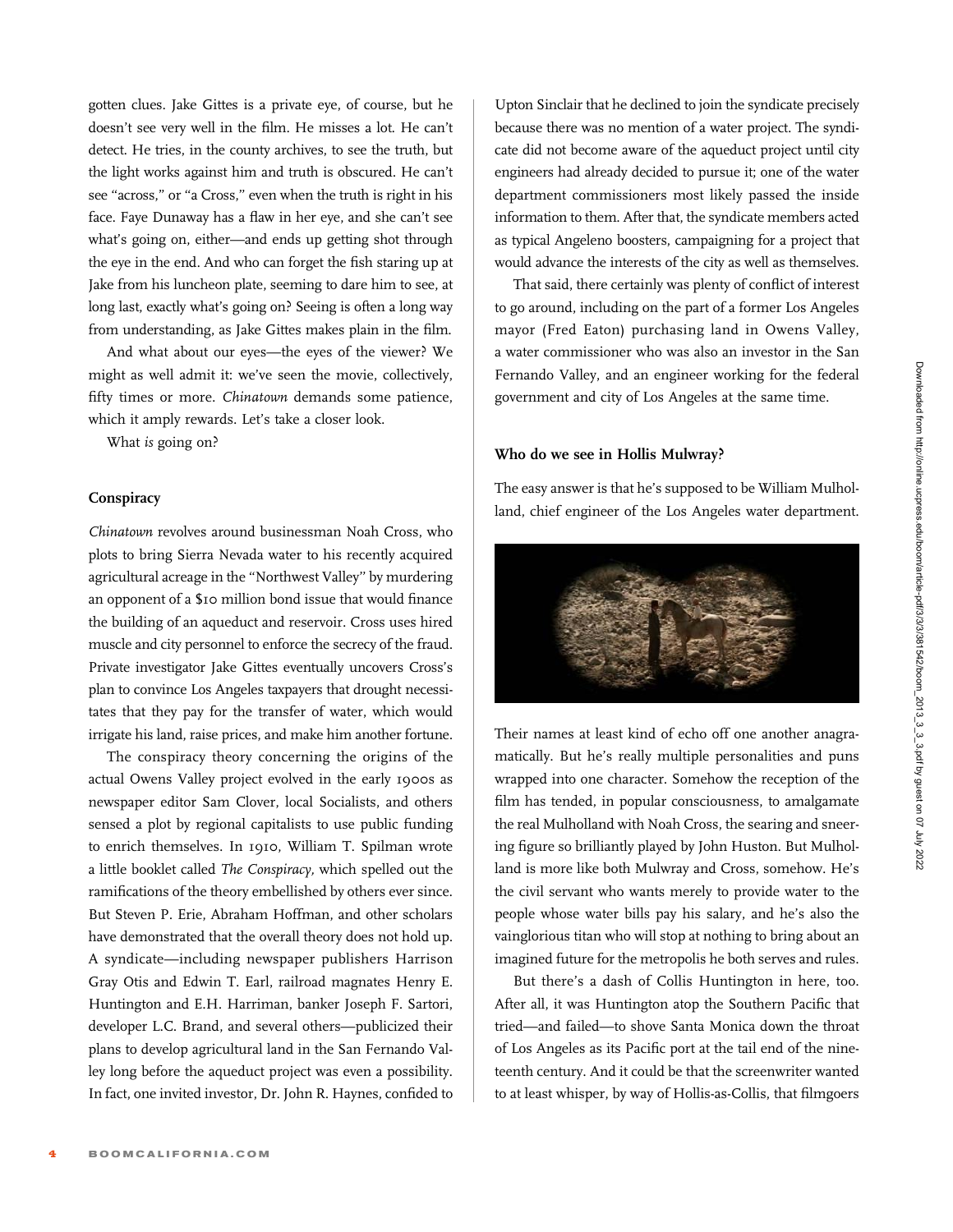gotten clues. Jake Gittes is a private eye, of course, but he doesn't see very well in the film. He misses a lot. He can't detect. He tries, in the county archives, to see the truth, but the light works against him and truth is obscured. He can't see "across," or "a Cross," even when the truth is right in his face. Faye Dunaway has a flaw in her eye, and she can't see what's going on, either—and ends up getting shot through the eye in the end. And who can forget the fish staring up at Jake from his luncheon plate, seeming to dare him to see, at long last, exactly what's going on? Seeing is often a long way from understanding, as Jake Gittes makes plain in the film.

And what about our eyes—the eyes of the viewer? We might as well admit it: we've seen the movie, collectively, fifty times or more. *Chinatown* demands some patience, which it amply rewards. Let's take a closer look.

What *is* going on?

### Conspiracy

*Chinatown* revolves around businessman Noah Cross, who plots to bring Sierra Nevada water to his recently acquired agricultural acreage in the "Northwest Valley" by murdering an opponent of a $10 million bond issue that would finance the building of an aqueduct and reservoir. Cross uses hired muscle and city personnel to enforce the secrecy of the fraud. Private investigator Jake Gittes eventually uncovers Cross's plan to convince Los Angeles taxpayers that drought necessitates that they pay for the transfer of water, which would irrigate his land, raise prices, and make him another fortune.

The conspiracy theory concerning the origins of the actual Owens Valley project evolved in the early 1900s as newspaper editor Sam Clover, local Socialists, and others sensed a plot by regional capitalists to use public funding to enrich themselves. In 1910, William T. Spilman wrote a little booklet called *The Conspiracy*, which spelled out the ramifications of the theory embellished by others ever since. But Steven P. Erie, Abraham Hoffman, and other scholars have demonstrated that the overall theory does not hold up. A syndicate—including newspaper publishers Harrison Gray Otis and Edwin T. Earl, railroad magnates Henry E. Huntington and E.H. Harriman, banker Joseph F. Sartori, developer L.C. Brand, and several others—publicized their plans to develop agricultural land in the San Fernando Valley long before the aqueduct project was even a possibility. In fact, one invited investor, Dr. John R. Haynes, confided to Upton Sinclair that he declined to join the syndicate precisely because there was no mention of a water project. The syndicate did not become aware of the aqueduct project until city engineers had already decided to pursue it; one of the water department commissioners most likely passed the inside information to them. After that, the syndicate members acted as typical Angeleno boosters, campaigning for a project that would advance the interests of the city as well as themselves.

That said, there certainly was plenty of conflict of interest to go around, including on the part of a former Los Angeles mayor (Fred Eaton) purchasing land in Owens Valley, a water commissioner who was also an investor in the San Fernando Valley, and an engineer working for the federal government and city of Los Angeles at the same time.

### Who do we see in Hollis Mulwray?

The easy answer is that he's supposed to be William Mulholland, chief engineer of the Los Angeles water department. Their names at least kind of echo off one another anagramatically. But he's really multiple personalities and puns wrapped into one character. Somehow the reception of the film has tended, in popular consciousness, to amalgamate the real Mulholland with Noah Cross, the searing and sneering figure so brilliantly played by John Huston. But Mulholland is more like both Mulwray and Cross, somehow. He's the civil servant who wants merely to provide water to the people whose water bills pay his salary, and he's also the vainglorious titan who will stop at nothing to bring about an imagined future for the metropolis he both serves and rules.

But there's a dash of Collis Huntington in here, too. After all, it was Huntington atop the Southern Pacific that tried—and failed—to shove Santa Monica down the throat of Los Angeles as its Pacific port at the tail end of the nineteenth century. And it could be that the screenwriter wanted to at least whisper, by way of Hollis-as-Collis, that filmgoers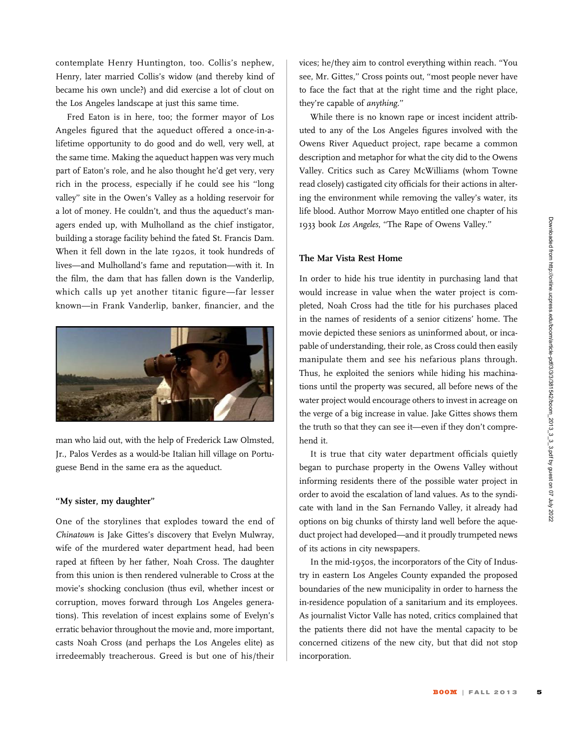contemplate Henry Huntington, too. Collis's nephew, Henry, later married Collis's widow (and thereby kind of became his own uncle?) and did exercise a lot of clout on the Los Angeles landscape at just this same time.

Fred Eaton is in here, too; the former mayor of Los Angeles figured that the aqueduct offered a once-in-a-lifetime opportunity to do good and do well, very well, at the same time. Making the aqueduct happen was very much part of Eaton's role, and he also thought he'd get very, very rich in the process, especially if he could see his "long valley" site in the Owen's Valley as a holding reservoir for a lot of money. He couldn't, and thus the aqueduct's managers ended up, with Mulholland as the chief instigator, building a storage facility behind the fated St. Francis Dam. When it fell down in the late 1920s, it took hundreds of lives—and Mulholland's fame and reputation—with it. In the film, the dam that has fallen down is the Vanderlip, which calls up yet another titanic figure—far lesser known—in Frank Vanderlip, banker, financier, and the man who laid out, with the help of Frederick Law Olmsted, Jr., Palos Verdes as a would-be Italian hill village on Portuguese Bend in the same era as the aqueduct.

### "My sister, my daughter"

One of the storylines that explodes toward the end of *Chinatown* is Jake Gittes's discovery that Evelyn Mulwray, wife of the murdered water department head, had been raped at fifteen by her father, Noah Cross. The daughter from this union is then rendered vulnerable to Cross at the movie's shocking conclusion (thus evil, whether incest or corruption, moves forward through Los Angeles generations). This revelation of incest explains some of Evelyn's erratic behavior throughout the movie and, more important, casts Noah Cross (and perhaps the Los Angeles elite) as irredeemably treacherous. Greed is but one of his/their vices; he/they aim to control everything within reach. "You see, Mr. Gittes," Cross points out, "most people never have to face the fact that at the right time and the right place, they're capable of *anything*."

While there is no known rape or incest incident attributed to any of the Los Angeles figures involved with the Owens River Aqueduct project, rape became a common description and metaphor for what the city did to the Owens Valley. Critics such as Carey McWilliams (whom Towne read closely) castigated city officials for their actions in altering the environment while removing the valley's water, its life blood. Author Morrow Mayo entitled one chapter of his 1933 book *Los Angeles*, "The Rape of Owens Valley."

### The Mar Vista Rest Home

In order to hide his true identity in purchasing land that would increase in value when the water project is completed, Noah Cross had the title for his purchases placed in the names of residents of a senior citizens' home. The movie depicted these seniors as uninformed about, or incapable of understanding, their role, as Cross could then easily manipulate them and see his nefarious plans through. Thus, he exploited the seniors while hiding his machinations until the property was secured, all before news of the water project would encourage others to invest in acreage on the verge of a big increase in value. Jake Gittes shows them the truth so that they can see it—even if they don't comprehend it.

It is true that city water department officials quietly began to purchase property in the Owens Valley without informing residents there of the possible water project in order to avoid the escalation of land values. As to the syndicate with land in the San Fernando Valley, it already had options on big chunks of thirsty land well before the aqueduct project had developed—and it proudly trumpeted news of its actions in city newspapers.

In the mid-1950s, the incorporators of the City of Industry in eastern Los Angeles County expanded the proposed boundaries of the new municipality in order to harness the in-residence population of a sanitarium and its employees. As journalist Victor Valle has noted, critics complained that the patients there did not have the mental capacity to be concerned citizens of the new city, but that did not stop incorporation.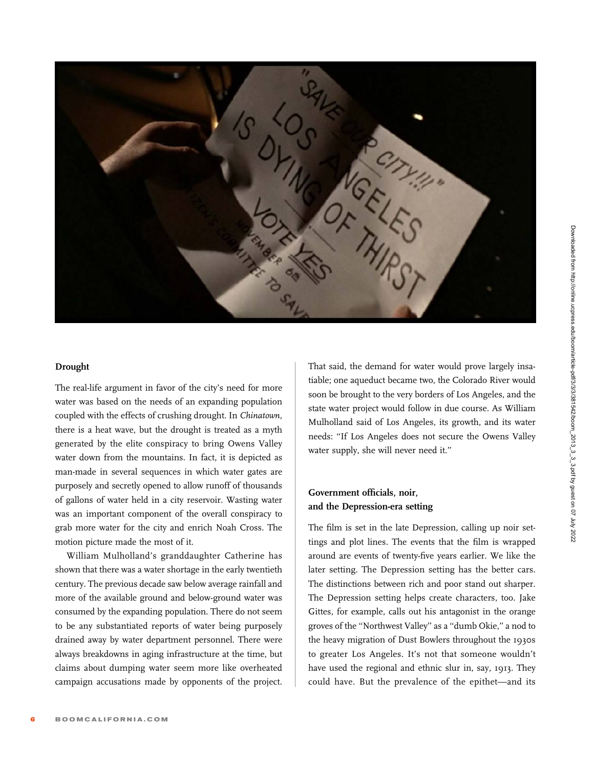## Drought

The real-life argument in favor of the city's need for more water was based on the needs of an expanding population coupled with the effects of crushing drought. In *Chinatown,* there is a heat wave, but the drought is treated as a myth generated by the elite conspiracy to bring Owens Valley water down from the mountains. In fact, it is depicted as man-made in several sequences in which water gates are purposely and secretly opened to allow runoff of thousands of gallons of water held in a city reservoir. Wasting water was an important component of the overall conspiracy to grab more water for the city and enrich Noah Cross. The motion picture made the most of it.

William Mulholland's granddaughter Catherine has shown that there was a water shortage in the early twentieth century. The previous decade saw below average rainfall and more of the available ground and below-ground water was consumed by the expanding population. There do not seem to be any substantiated reports of water being purposely drained away by water department personnel. There were always breakdowns in aging infrastructure at the time, but claims about dumping water seem more like overheated campaign accusations made by opponents of the project. That said, the demand for water would prove largely insatiable; one aqueduct became two, the Colorado River would soon be brought to the very borders of Los Angeles, and the state water project would follow in due course. As William Mulholland said of Los Angeles, its growth, and its water needs: "If Los Angeles does not secure the Owens Valley water supply, she will never need it."

## Government officials, noir, and the Depression-era setting

The film is set in the late Depression, calling up noir settings and plot lines. The events that the film is wrapped around are events of twenty-five years earlier. We like the later setting. The Depression setting has the better cars. The distinctions between rich and poor stand out sharper. The Depression setting helps create characters, too. Jake Gittes, for example, calls out his antagonist in the orange groves of the "Northwest Valley" as a "dumb Okie," a nod to the heavy migration of Dust Bowlers throughout the 1930s to greater Los Angeles. It's not that someone wouldn't have used the regional and ethnic slur in, say, 1913. They could have. But the prevalence of the epithet—and its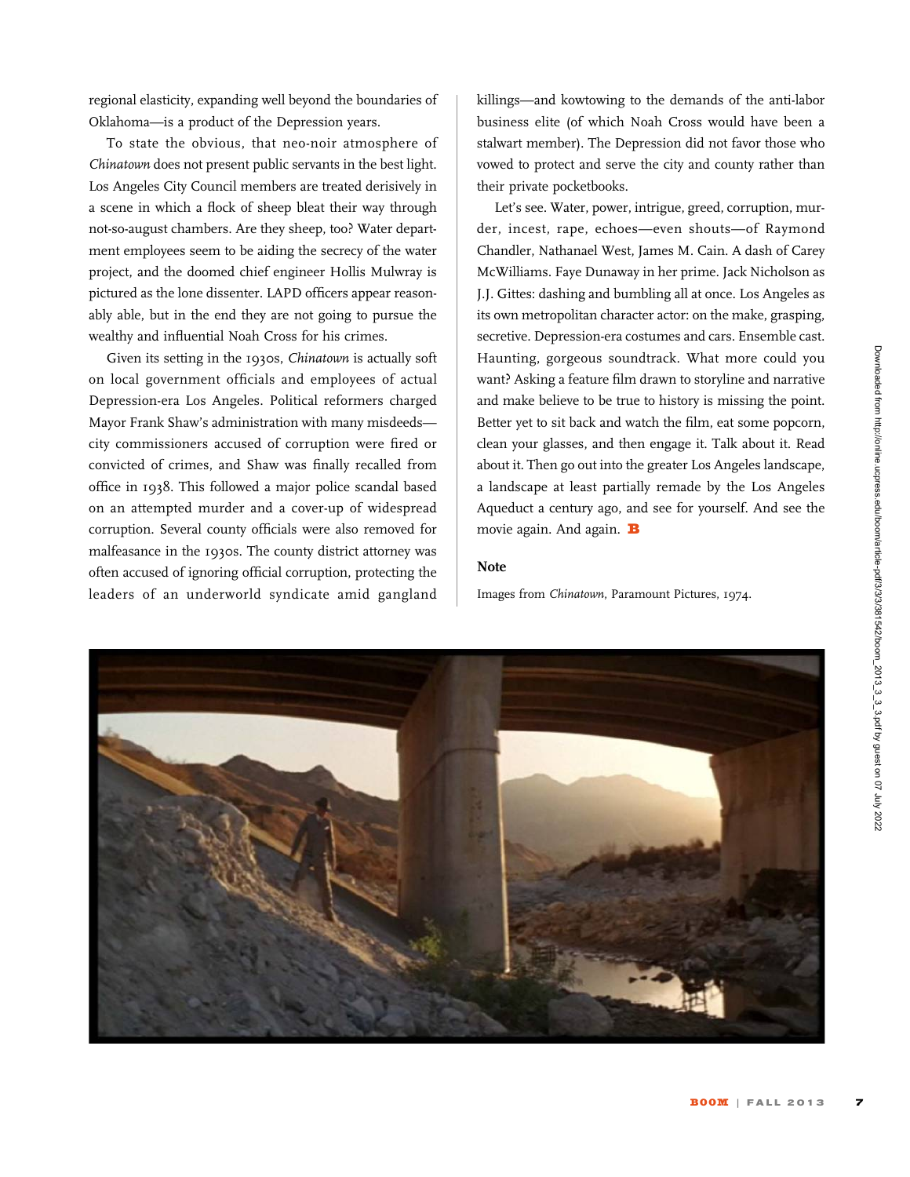regional elasticity, expanding well beyond the boundaries of Oklahoma—is a product of the Depression years.

To state the obvious, that neo-noir atmosphere of *Chinatown* does not present public servants in the best light. Los Angeles City Council members are treated derisively in a scene in which a flock of sheep bleat their way through not-so-august chambers. Are they sheep, too? Water department employees seem to be aiding the secrecy of the water project, and the doomed chief engineer Hollis Mulwray is pictured as the lone dissenter. LAPD officers appear reasonably able, but in the end they are not going to pursue the wealthy and influential Noah Cross for his crimes.

Given its setting in the 1930s, *Chinatown* is actually soft on local government officials and employees of actual Depression-era Los Angeles. Political reformers charged Mayor Frank Shaw's administration with many misdeeds—city commissioners accused of corruption were fired or convicted of crimes, and Shaw was finally recalled from office in 1938. This followed a major police scandal based on an attempted murder and a cover-up of widespread corruption. Several county officials were also removed for malfeasance in the 1930s. The county district attorney was often accused of ignoring official corruption, protecting the leaders of an underworld syndicate amid gangland killings—and kowtowing to the demands of the anti-labor business elite (of which Noah Cross would have been a stalwart member). The Depression did not favor those who vowed to protect and serve the city and county rather than their private pocketbooks.

Let's see. Water, power, intrigue, greed, corruption, murder, incest, rape, echoes—even shouts—of Raymond Chandler, Nathanael West, James M. Cain. A dash of Carey McWilliams. Faye Dunaway in her prime. Jack Nicholson as J.J. Gittes: dashing and bumbling all at once. Los Angeles as its own metropolitan character actor: on the make, grasping, secretive. Depression-era costumes and cars. Ensemble cast. Haunting, gorgeous soundtrack. What more could you want? Asking a feature film drawn to storyline and narrative and make believe to be true to history is missing the point. Better yet to sit back and watch the film, eat some popcorn, clean your glasses, and then engage it. Talk about it. Read about it. Then go out into the greater Los Angeles landscape, a landscape at least partially remade by the Los Angeles Aqueduct a century ago, and see for yourself. And see the movie again. And again. **B**

### Note

Images from *Chinatown*, Paramount Pictures, 1974.